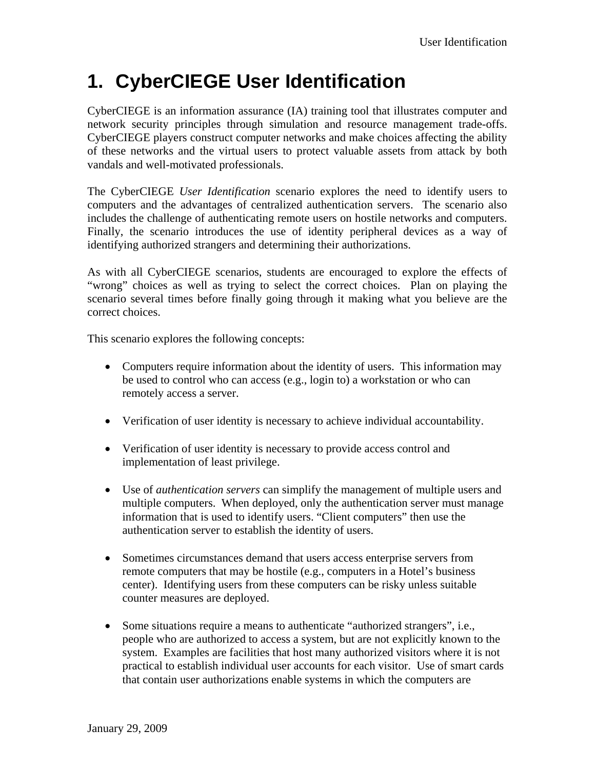# 1. CyberCIEGE User Identification

CyberCIEGE is an information assurance (IA) training tool that illustrates computer and network security principles through simulation and resource management trade-offs. CyberCIEGE players construct computer networks and make choices affecting the ability of these networks and the virtual users to protect valuable assets from attack by both vandals and well-motivated professionals.

The CyberCIEGE *User Identification* scenario explores the need to identify users to computers and the advantages of centralized authentication servers. The scenario also includes the challenge of authenticating remote users on hostile networks and computers. Finally, the scenario introduces the use of identity peripheral devices as a way of identifying authorized strangers and determining their authorizations.

As with all CyberCIEGE scenarios, students are encouraged to explore the effects of "wrong" choices as well as trying to select the correct choices. Plan on playing the scenario several times before finally going through it making what you believe are the correct choices.

This scenario explores the following concepts:

- Computers require information about the identity of users. This information may be used to control who can access (e.g., login to) a workstation or who can remotely access a server.

- Verification of user identity is necessary to achieve individual accountability.

- Verification of user identity is necessary to provide access control and implementation of least privilege.

- Use of *authentication servers* can simplify the management of multiple users and multiple computers. When deployed, only the authentication server must manage information that is used to identify users. "Client computers" then use the authentication server to establish the identity of users.

- Sometimes circumstances demand that users access enterprise servers from remote computers that may be hostile (e.g., computers in a Hotel's business center). Identifying users from these computers can be risky unless suitable counter measures are deployed.

- Some situations require a means to authenticate "authorized strangers", i.e., people who are authorized to access a system, but are not explicitly known to the system. Examples are facilities that host many authorized visitors where it is not practical to establish individual user accounts for each visitor. Use of smart cards that contain user authorizations enable systems in which the computers are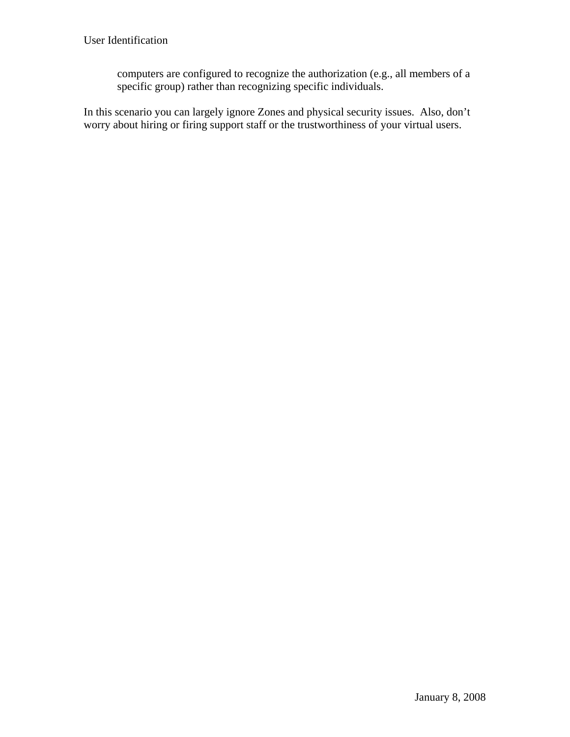computers are configured to recognize the authorization (e.g., all members of a specific group) rather than recognizing specific individuals.

In this scenario you can largely ignore Zones and physical security issues. Also, don't worry about hiring or firing support staff or the trustworthiness of your virtual users.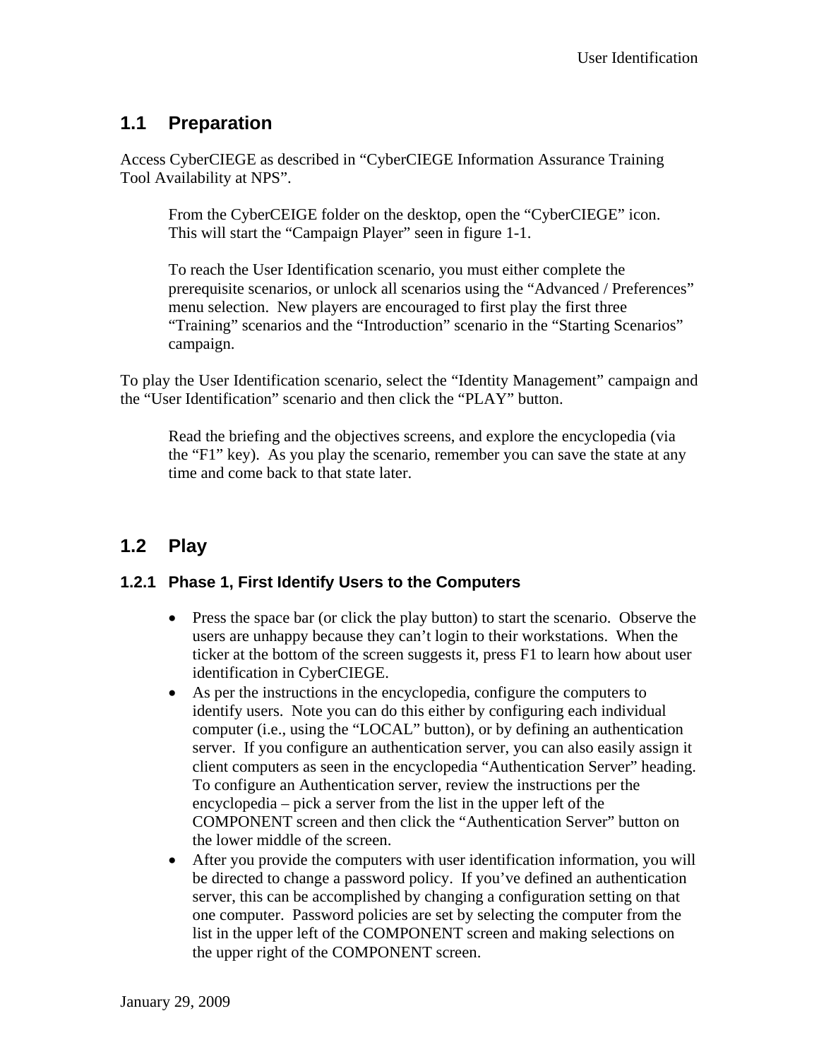## 1.1 Preparation

Access CyberCIEGE as described in “CyberCIEGE Information Assurance Training Tool Availability at NPS”.

> From the CyberCEIGE folder on the desktop, open the “CyberCIEGE” icon. This will start the “Campaign Player” seen in figure 1-1.
>
> To reach the User Identification scenario, you must either complete the prerequisite scenarios, or unlock all scenarios using the “Advanced / Preferences” menu selection. New players are encouraged to first play the first three “Training” scenarios and the “Introduction” scenario in the “Starting Scenarios” campaign.

To play the User Identification scenario, select the “Identity Management” campaign and the “User Identification” scenario and then click the “PLAY” button.

> Read the briefing and the objectives screens, and explore the encyclopedia (via the “F1” key). As you play the scenario, remember you can save the state at any time and come back to that state later.

## 1.2 Play

### 1.2.1 Phase 1, First Identify Users to the Computers

- Press the space bar (or click the play button) to start the scenario. Observe the users are unhappy because they can’t login to their workstations. When the ticker at the bottom of the screen suggests it, press F1 to learn how about user identification in CyberCIEGE.
- As per the instructions in the encyclopedia, configure the computers to identify users. Note you can do this either by configuring each individual computer (i.e., using the “LOCAL” button), or by defining an authentication server. If you configure an authentication server, you can also easily assign it client computers as seen in the encyclopedia “Authentication Server” heading. To configure an Authentication server, review the instructions per the encyclopedia – pick a server from the list in the upper left of the COMPONENT screen and then click the “Authentication Server” button on the lower middle of the screen.
- After you provide the computers with user identification information, you will be directed to change a password policy. If you’ve defined an authentication server, this can be accomplished by changing a configuration setting on that one computer. Password policies are set by selecting the computer from the list in the upper left of the COMPONENT screen and making selections on the upper right of the COMPONENT screen.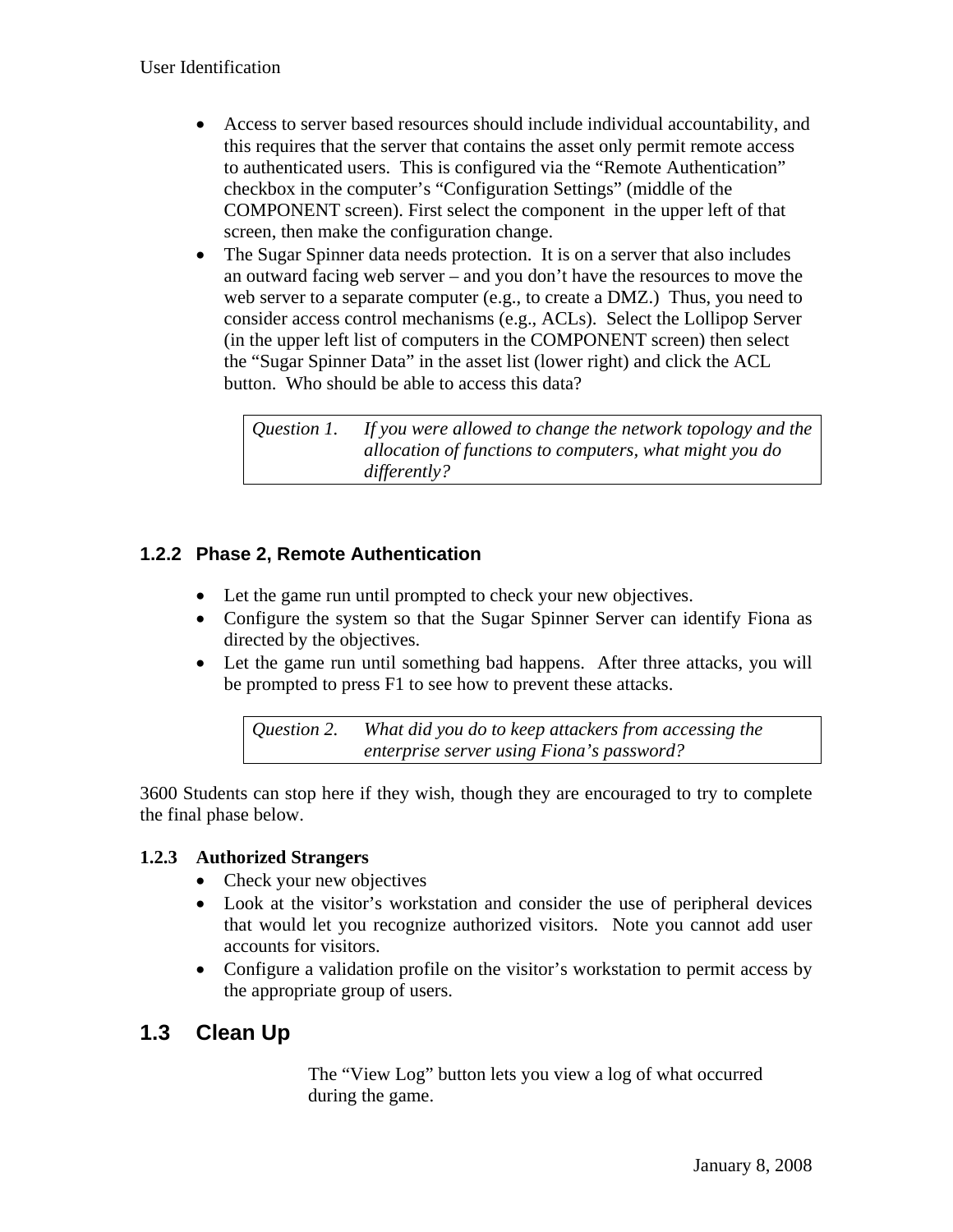- Access to server based resources should include individual accountability, and this requires that the server that contains the asset only permit remote access to authenticated users. This is configured via the "Remote Authentication" checkbox in the computer's "Configuration Settings" (middle of the COMPONENT screen). First select the component in the upper left of that screen, then make the configuration change.
- The Sugar Spinner data needs protection. It is on a server that also includes an outward facing web server – and you don't have the resources to move the web server to a separate computer (e.g., to create a DMZ.) Thus, you need to consider access control mechanisms (e.g., ACLs). Select the Lollipop Server (in the upper left list of computers in the COMPONENT screen) then select the "Sugar Spinner Data" in the asset list (lower right) and click the ACL button. Who should be able to access this data?

| *Question 1.* | *If you were allowed to change the network topology and the allocation of functions to computers, what might you do differently?* |
|---|---|

### 1.2.2 Phase 2, Remote Authentication

- Let the game run until prompted to check your new objectives.
- Configure the system so that the Sugar Spinner Server can identify Fiona as directed by the objectives.
- Let the game run until something bad happens. After three attacks, you will be prompted to press F1 to see how to prevent these attacks.

| *Question 2.* | *What did you do to keep attackers from accessing the enterprise server using Fiona's password?* |
|---|---|

3600 Students can stop here if they wish, though they are encouraged to try to complete the final phase below.

### 1.2.3 Authorized Strangers

- Check your new objectives
- Look at the visitor's workstation and consider the use of peripheral devices that would let you recognize authorized visitors. Note you cannot add user accounts for visitors.
- Configure a validation profile on the visitor's workstation to permit access by the appropriate group of users.

## 1.3 Clean Up

The "View Log" button lets you view a log of what occurred during the game.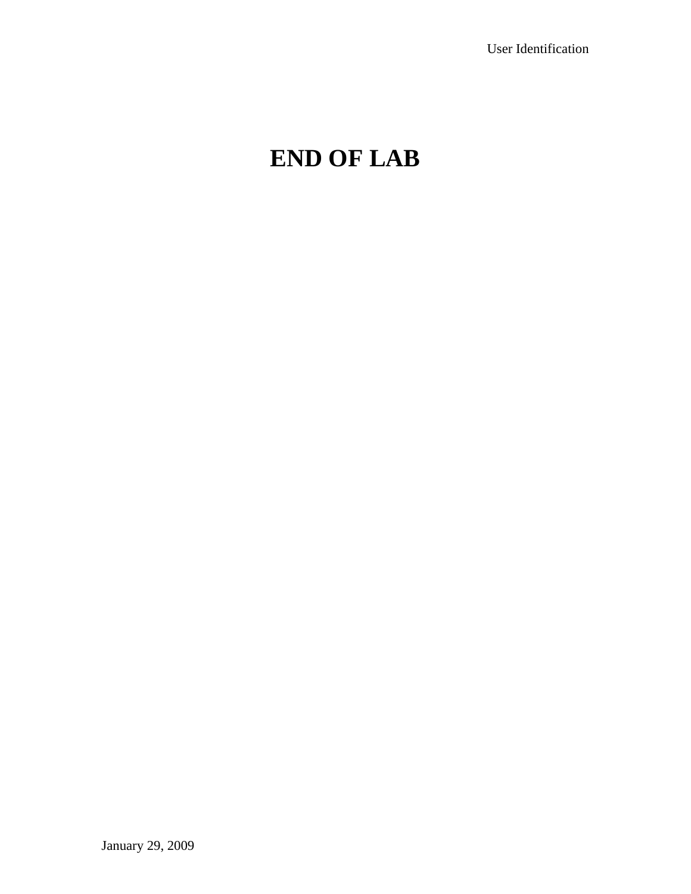# END OF LAB